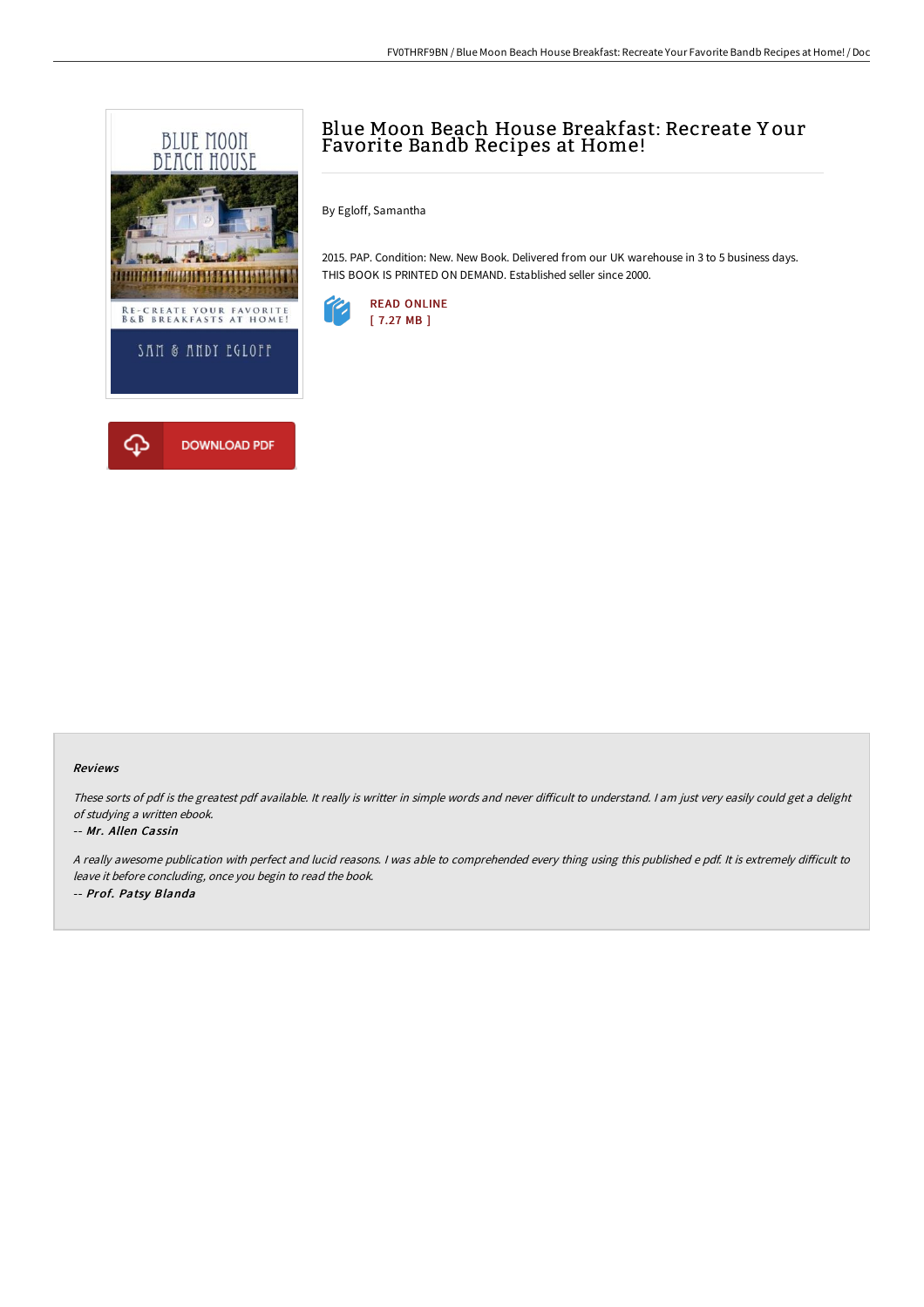# Blue Moon Beach House Breakfast: Recreate Your Favorite Bandb Recipes at Home!

By Egloff, Samantha

2015. PAP. Condition: New. New Book. Delivered from our UK warehouse in 3 to 5 business days. THIS BOOK IS PRINTED ON DEMAND. Established seller since 2000.

READ ONLINE
[ 7.27 MB ]

DOWNLOAD PDF

### Reviews

*These sorts of pdf is the greatest pdf available. It really is writter in simple words and never difficult to understand. I am just very easily could get a delight of studying a written ebook.*

*-- **Mr. Allen Cassin***

*A really awesome publication with perfect and lucid reasons. I was able to comprehended every thing using this published e pdf. It is extremely difficult to leave it before concluding, once you begin to read the book.*

*-- **Prof. Patsy Blanda***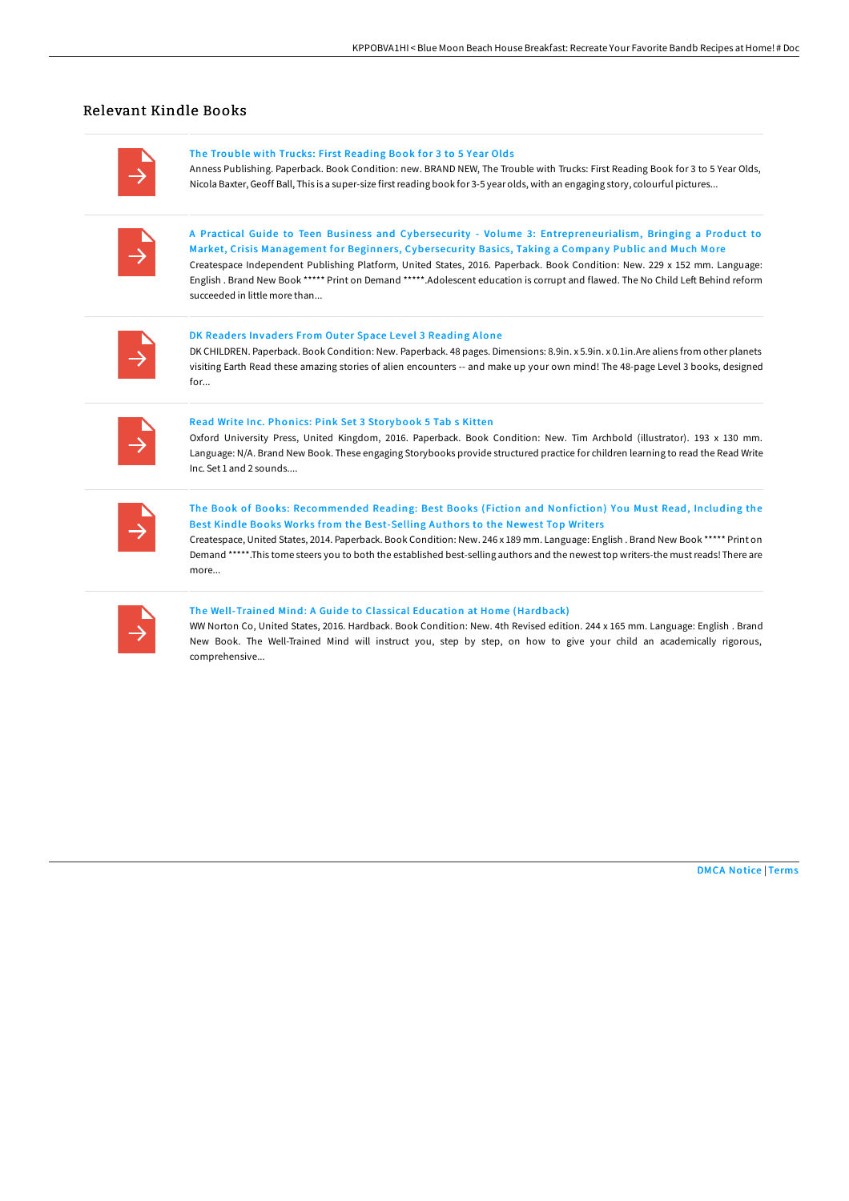## Relevant Kindle Books

### The Trouble with Trucks: First Reading Book for 3 to 5 Year Olds

Anness Publishing. Paperback. Book Condition: new. BRAND NEW, The Trouble with Trucks: First Reading Book for 3 to 5 Year Olds, Nicola Baxter, Geoff Ball, This is a super-size first reading book for 3-5 year olds, with an engaging story, colourful pictures...

### A Practical Guide to Teen Business and Cybersecurity - Volume 3: Entrepreneurialism, Bringing a Product to Market, Crisis Management for Beginners, Cybersecurity Basics, Taking a Company Public and Much More

Createspace Independent Publishing Platform, United States, 2016. Paperback. Book Condition: New. 229 x 152 mm. Language: English . Brand New Book ***** Print on Demand *****.Adolescent education is corrupt and flawed. The No Child Left Behind reform succeeded in little more than...

### DK Readers Invaders From Outer Space Level 3 Reading Alone

DK CHILDREN. Paperback. Book Condition: New. Paperback. 48 pages. Dimensions: 8.9in. x 5.9in. x 0.1in.Are aliens from other planets visiting Earth Read these amazing stories of alien encounters -- and make up your own mind! The 48-page Level 3 books, designed for...

### Read Write Inc. Phonics: Pink Set 3 Storybook 5 Tab s Kitten

Oxford University Press, United Kingdom, 2016. Paperback. Book Condition: New. Tim Archbold (illustrator). 193 x 130 mm. Language: N/A. Brand New Book. These engaging Storybooks provide structured practice for children learning to read the Read Write Inc. Set 1 and 2 sounds....

### The Book of Books: Recommended Reading: Best Books (Fiction and Nonfiction) You Must Read, Including the Best Kindle Books Works from the Best-Selling Authors to the Newest Top Writers

Createspace, United States, 2014. Paperback. Book Condition: New. 246 x 189 mm. Language: English . Brand New Book ***** Print on Demand *****.This tome steers you to both the established best-selling authors and the newest top writers-the must reads! There are more...

### The Well-Trained Mind: A Guide to Classical Education at Home (Hardback)

WW Norton Co, United States, 2016. Hardback. Book Condition: New. 4th Revised edition. 244 x 165 mm. Language: English . Brand New Book. The Well-Trained Mind will instruct you, step by step, on how to give your child an academically rigorous, comprehensive...